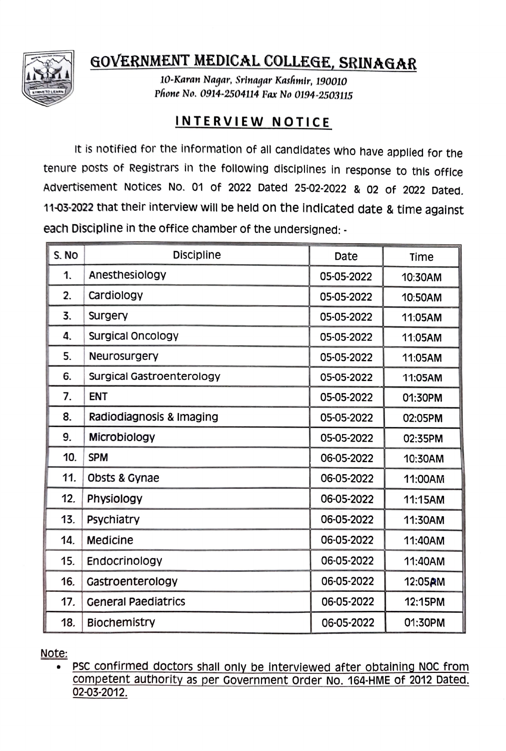# GOVERNMENT MEDICAL COLLEGE, SRINAGAR

*10-Karan Nagar, Srinagar Kashmir, 190010*
*Phone No. 0914-2504114 Fax No 0194-2503115*

## INTERVIEW NOTICE

It is notified for the information of all candidates who have applied for the tenure posts of Registrars in the following disciplines in response to this office Advertisement Notices No. 01 of 2022 Dated 25-02-2022 & 02 of 2022 Dated. 11-03-2022 that their interview will be held on the indicated date & time against each Discipline in the office chamber of the undersigned: -

| S. No | Discipline | Date | Time |
|---|---|---|---|
| 1. | Anesthesiology | 05-05-2022 | 10:30AM |
| 2. | Cardiology | 05-05-2022 | 10:50AM |
| 3. | Surgery | 05-05-2022 | 11:05AM |
| 4. | Surgical Oncology | 05-05-2022 | 11:05AM |
| 5. | Neurosurgery | 05-05-2022 | 11:05AM |
| 6. | Surgical Gastroenterology | 05-05-2022 | 11:05AM |
| 7. | ENT | 05-05-2022 | 01:30PM |
| 8. | Radiodiagnosis & Imaging | 05-05-2022 | 02:05PM |
| 9. | Microbiology | 05-05-2022 | 02:35PM |
| 10. | SPM | 06-05-2022 | 10:30AM |
| 11. | Obsts & Gynae | 06-05-2022 | 11:00AM |
| 12. | Physiology | 06-05-2022 | 11:15AM |
| 13. | Psychiatry | 06-05-2022 | 11:30AM |
| 14. | Medicine | 06-05-2022 | 11:40AM |
| 15. | Endocrinology | 06-05-2022 | 11:40AM |
| 16. | Gastroenterology | 06-05-2022 | 12:05PM |
| 17. | General Paediatrics | 06-05-2022 | 12:15PM |
| 18. | Biochemistry | 06-05-2022 | 01:30PM |

Note:

- PSC confirmed doctors shall only be interviewed after obtaining NOC from competent authority as per Government Order No. 164-HME of 2012 Dated. 02-03-2012.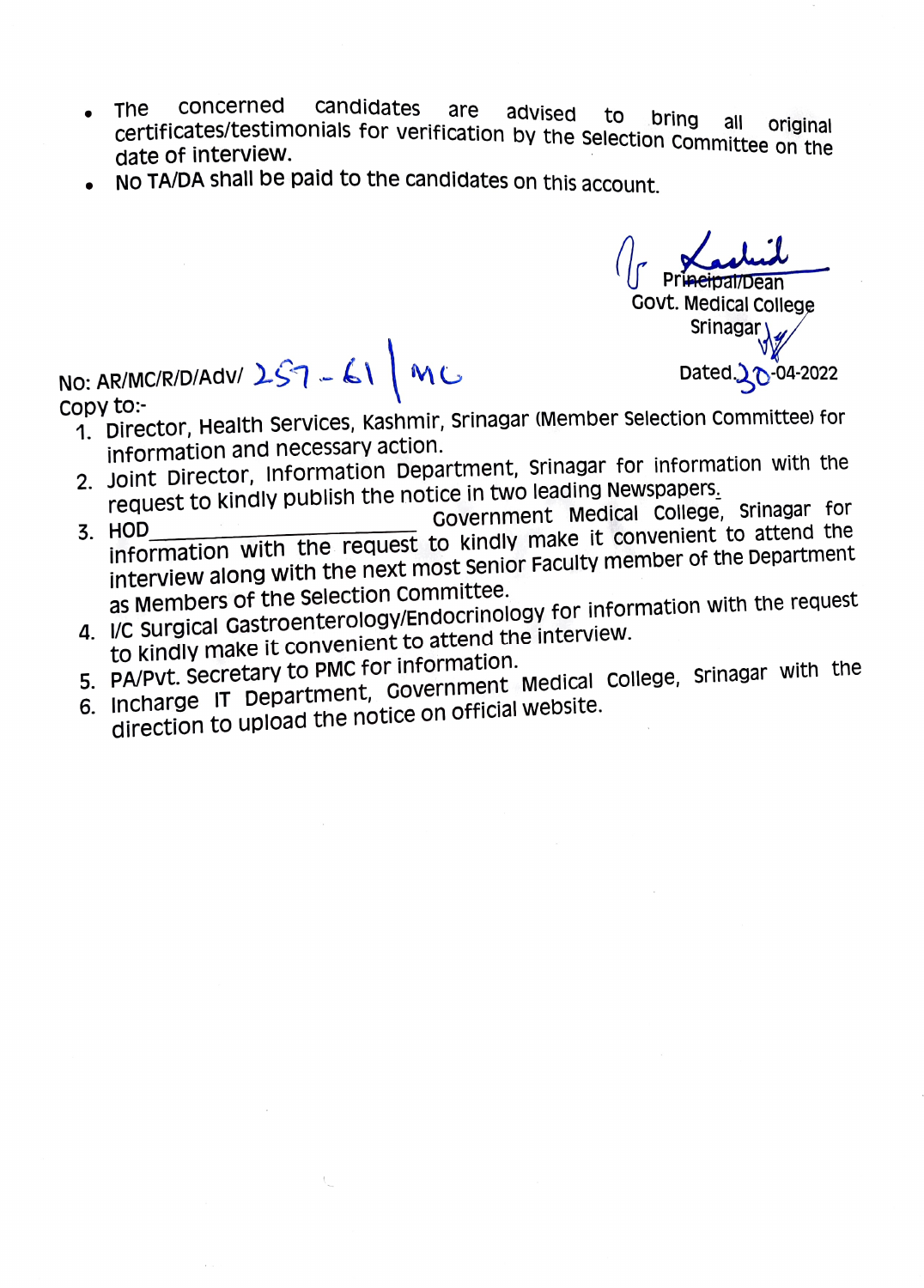- The concerned candidates are advised to bring all original certificates/testimonials for verification by the Selection Committee on the date of interview.
- No TA/DA shall be paid to the candidates on this account.

Sd/-
Principal/Dean
Govt. Medical College
Srinagar

No: AR/MC/R/D/Adv/ 257-61 | MC

Dated.30-04-2022

Copy to:-

1. Director, Health Services, Kashmir, Srinagar (Member Selection Committee) for information and necessary action.
2. Joint Director, Information Department, Srinagar for information with the request to kindly publish the notice in two leading Newspapers.
3. HOD\_\_\_\_\_\_\_\_\_\_\_\_\_\_\_\_\_\_\_\_ Government Medical College, Srinagar for information with the request to kindly make it convenient to attend the interview along with the next most Senior Faculty member of the Department as Members of the Selection Committee.
4. I/C Surgical Gastroenterology/Endocrinology for information with the request to kindly make it convenient to attend the interview.
5. PA/Pvt. Secretary to PMC for information.
6. Incharge IT Department, Government Medical College, Srinagar with the direction to upload the notice on official website.